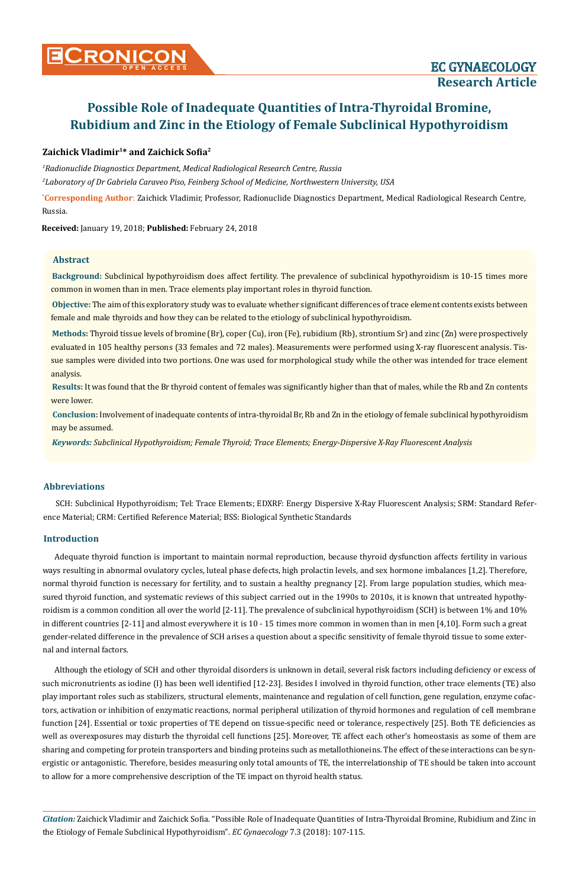# Possible Role of Inadequate Quantities of Intra-Thyroidal Bromine, Rubidium and Zinc in the Etiology of Female Subclinical Hypothyroidism

**Zaichick Vladimir[1]* and Zaichick Sofia[2]**

*[1]Radionuclide Diagnostics Department, Medical Radiological Research Centre, Russia*

*[2]Laboratory of Dr Gabriela Caraveo Piso, Feinberg School of Medicine, Northwestern University, USA*

***Corresponding Author**: Zaichick Vladimir, Professor, Radionuclide Diagnostics Department, Medical Radiological Research Centre, Russia.

**Received:** January 19, 2018; **Published:** February 24, 2018

## Abstract

**Background:** Subclinical hypothyroidism does affect fertility. The prevalence of subclinical hypothyroidism is 10-15 times more common in women than in men. Trace elements play important roles in thyroid function.

**Objective:** The aim of this exploratory study was to evaluate whether significant differences of trace element contents exists between female and male thyroids and how they can be related to the etiology of subclinical hypothyroidism.

**Methods:** Thyroid tissue levels of bromine (Br), coper (Cu), iron (Fe), rubidium (Rb), strontium Sr) and zinc (Zn) were prospectively evaluated in 105 healthy persons (33 females and 72 males). Measurements were performed using X-ray fluorescent analysis. Tissue samples were divided into two portions. One was used for morphological study while the other was intended for trace element analysis.

**Results:** It was found that the Br thyroid content of females was significantly higher than that of males, while the Rb and Zn contents were lower.

**Conclusion:** Involvement of inadequate contents of intra-thyroidal Br, Rb and Zn in the etiology of female subclinical hypothyroidism may be assumed.

***Keywords:** Subclinical Hypothyroidism; Female Thyroid; Trace Elements; Energy-Dispersive X-Ray Fluorescent Analysis*

## Abbreviations

SCH: Subclinical Hypothyroidism; Tel: Trace Elements; EDXRF: Energy Dispersive X-Ray Fluorescent Analysis; SRM: Standard Reference Material; CRM: Certified Reference Material; BSS: Biological Synthetic Standards

## Introduction

Adequate thyroid function is important to maintain normal reproduction, because thyroid dysfunction affects fertility in various ways resulting in abnormal ovulatory cycles, luteal phase defects, high prolactin levels, and sex hormone imbalances [1,2]. Therefore, normal thyroid function is necessary for fertility, and to sustain a healthy pregnancy [2]. From large population studies, which measured thyroid function, and systematic reviews of this subject carried out in the 1990s to 2010s, it is known that untreated hypothyroidism is a common condition all over the world [2-11]. The prevalence of subclinical hypothyroidism (SCH) is between 1% and 10% in different countries [2-11] and almost everywhere it is 10 - 15 times more common in women than in men [4,10]. Form such a great gender-related difference in the prevalence of SCH arises a question about a specific sensitivity of female thyroid tissue to some external and internal factors.

Although the etiology of SCH and other thyroidal disorders is unknown in detail, several risk factors including deficiency or excess of such micronutrients as iodine (I) has been well identified [12-23]. Besides I involved in thyroid function, other trace elements (TE) also play important roles such as stabilizers, structural elements, maintenance and regulation of cell function, gene regulation, enzyme cofactors, activation or inhibition of enzymatic reactions, normal peripheral utilization of thyroid hormones and regulation of cell membrane function [24]. Essential or toxic properties of TE depend on tissue-specific need or tolerance, respectively [25]. Both TE deficiencies as well as overexposures may disturb the thyroidal cell functions [25]. Moreover, TE affect each other's homeostasis as some of them are sharing and competing for protein transporters and binding proteins such as metallothioneins. The effect of these interactions can be synergistic or antagonistic. Therefore, besides measuring only total amounts of TE, the interrelationship of TE should be taken into account to allow for a more comprehensive description of the TE impact on thyroid health status.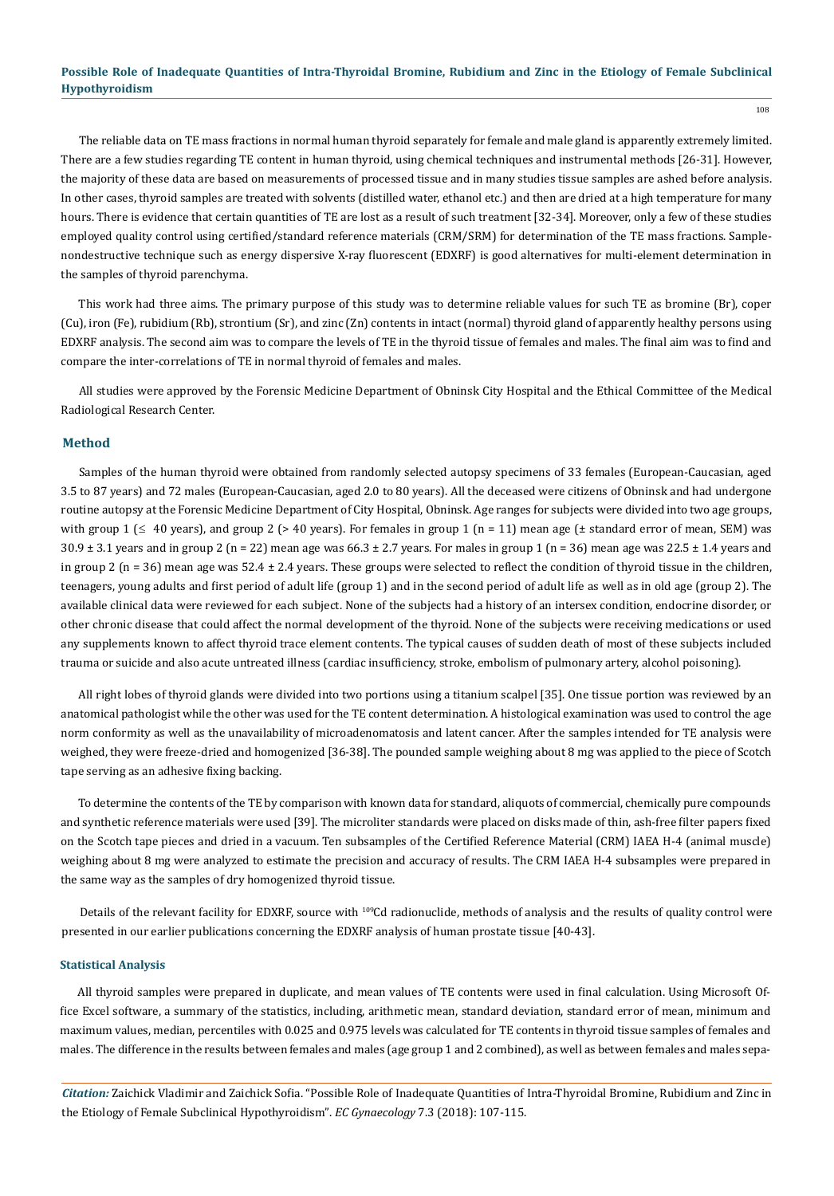The reliable data on TE mass fractions in normal human thyroid separately for female and male gland is apparently extremely limited. There are a few studies regarding TE content in human thyroid, using chemical techniques and instrumental methods [26-31]. However, the majority of these data are based on measurements of processed tissue and in many studies tissue samples are ashed before analysis. In other cases, thyroid samples are treated with solvents (distilled water, ethanol etc.) and then are dried at a high temperature for many hours. There is evidence that certain quantities of TE are lost as a result of such treatment [32-34]. Moreover, only a few of these studies employed quality control using certified/standard reference materials (CRM/SRM) for determination of the TE mass fractions. Sample-nondestructive technique such as energy dispersive X-ray fluorescent (EDXRF) is good alternatives for multi-element determination in the samples of thyroid parenchyma.

This work had three aims. The primary purpose of this study was to determine reliable values for such TE as bromine (Br), coper (Cu), iron (Fe), rubidium (Rb), strontium (Sr), and zinc (Zn) contents in intact (normal) thyroid gland of apparently healthy persons using EDXRF analysis. The second aim was to compare the levels of TE in the thyroid tissue of females and males. The final aim was to find and compare the inter-correlations of TE in normal thyroid of females and males.

All studies were approved by the Forensic Medicine Department of Obninsk City Hospital and the Ethical Committee of the Medical Radiological Research Center.

## Method

Samples of the human thyroid were obtained from randomly selected autopsy specimens of 33 females (European-Caucasian, aged 3.5 to 87 years) and 72 males (European-Caucasian, aged 2.0 to 80 years). All the deceased were citizens of Obninsk and had undergone routine autopsy at the Forensic Medicine Department of City Hospital, Obninsk. Age ranges for subjects were divided into two age groups, with group 1 ($\leq$ 40 years), and group 2 (> 40 years). For females in group 1 (n = 11) mean age ($\pm$ standard error of mean, SEM) was 30.9 $\pm$ 3.1 years and in group 2 (n = 22) mean age was 66.3 $\pm$ 2.7 years. For males in group 1 (n = 36) mean age was 22.5 $\pm$ 1.4 years and in group 2 (n = 36) mean age was 52.4 $\pm$ 2.4 years. These groups were selected to reflect the condition of thyroid tissue in the children, teenagers, young adults and first period of adult life (group 1) and in the second period of adult life as well as in old age (group 2). The available clinical data were reviewed for each subject. None of the subjects had a history of an intersex condition, endocrine disorder, or other chronic disease that could affect the normal development of the thyroid. None of the subjects were receiving medications or used any supplements known to affect thyroid trace element contents. The typical causes of sudden death of most of these subjects included trauma or suicide and also acute untreated illness (cardiac insufficiency, stroke, embolism of pulmonary artery, alcohol poisoning).

All right lobes of thyroid glands were divided into two portions using a titanium scalpel [35]. One tissue portion was reviewed by an anatomical pathologist while the other was used for the TE content determination. A histological examination was used to control the age norm conformity as well as the unavailability of microadenomatosis and latent cancer. After the samples intended for TE analysis were weighed, they were freeze-dried and homogenized [36-38]. The pounded sample weighing about 8 mg was applied to the piece of Scotch tape serving as an adhesive fixing backing.

To determine the contents of the TE by comparison with known data for standard, aliquots of commercial, chemically pure compounds and synthetic reference materials were used [39]. The microliter standards were placed on disks made of thin, ash-free filter papers fixed on the Scotch tape pieces and dried in a vacuum. Ten subsamples of the Certified Reference Material (CRM) IAEA H-4 (animal muscle) weighing about 8 mg were analyzed to estimate the precision and accuracy of results. The CRM IAEA H-4 subsamples were prepared in the same way as the samples of dry homogenized thyroid tissue.

Details of the relevant facility for EDXRF, source with $^{109}$Cd radionuclide, methods of analysis and the results of quality control were presented in our earlier publications concerning the EDXRF analysis of human prostate tissue [40-43].

### Statistical Analysis

All thyroid samples were prepared in duplicate, and mean values of TE contents were used in final calculation. Using Microsoft Office Excel software, a summary of the statistics, including, arithmetic mean, standard deviation, standard error of mean, minimum and maximum values, median, percentiles with 0.025 and 0.975 levels was calculated for TE contents in thyroid tissue samples of females and males. The difference in the results between females and males (age group 1 and 2 combined), as well as between females and males sepa-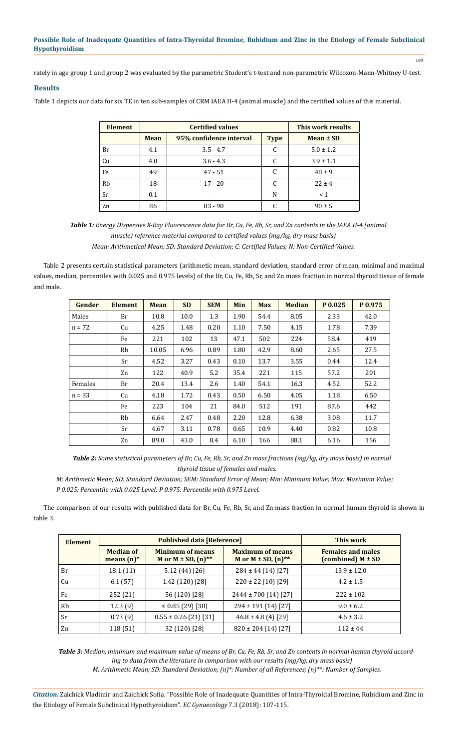rately in age group 1 and group 2 was evaluated by the parametric Student's t-test and non-parametric Wilcoxon-Mann-Whitney U-test.

## Results

Table 1 depicts our data for six TE in ten sub-samples of CRM IAEA H-4 (animal muscle) and the certified values of this material.

| Element | Certified values | | | This work results |
|---|---|---|---|---|
| | Mean | 95% confidence interval | Type | Mean ± SD |
| Br | 4.1 | 3.5 - 4.7 | C | 5.0 ± 1.2 |
| Cu | 4.0 | 3.6 - 4.3 | C | 3.9 ± 1.1 |
| Fe | 49 | 47 - 51 | C | 48 ± 9 |
| Rb | 18 | 17 - 20 | C | 22 ± 4 |
| Sr | 0.1 | - | N | < 1 |
| Zn | 86 | 83 - 90 | C | 90 ± 5 |

***Table 1:*** *Energy Dispersive X-Ray Fluorescence data for Br, Cu, Fe, Rb, Sr, and Zn contents in the IAEA H-4 (animal muscle) reference material compared to certified values (mg/kg, dry mass basis)*
*Mean: Arithmetical Mean; SD: Standard Deviation; C: Certified Values; N: Non-Certified Values.*

Table 2 presents certain statistical parameters (arithmetic mean, standard deviation, standard error of mean, minimal and maximal values, median, percentiles with 0.025 and 0.975 levels) of the Br, Cu, Fe, Rb, Sr, and Zn mass fraction in normal thyroid tissue of female and male.

| Gender | Element | Mean | SD | SEM | Min | Max | Median | P 0.025 | P 0.975 |
|---|---|---|---|---|---|---|---|---|---|
| Males | Br | 10.8 | 10.0 | 1.3 | 1.90 | 54.4 | 8.05 | 2.33 | 42.0 |
| n = 72 | Cu | 4.25 | 1.48 | 0.20 | 1.10 | 7.50 | 4.15 | 1.78 | 7.39 |
| | Fe | 221 | 102 | 13 | 47.1 | 502 | 224 | 58.4 | 419 |
| | Rb | 10.05 | 6.96 | 0.89 | 1.80 | 42.9 | 8.60 | 2.65 | 27.5 |
| | Sr | 4.52 | 3.27 | 0.43 | 0.10 | 13.7 | 3.55 | 0.44 | 12.4 |
| | Zn | 122 | 40.9 | 5.2 | 35.4 | 221 | 115 | 57.2 | 201 |
| Females | Br | 20.4 | 13.4 | 2.6 | 1.40 | 54.1 | 16.3 | 4.52 | 52.2 |
| n = 33 | Cu | 4.18 | 1.72 | 0.43 | 0.50 | 6.50 | 4.05 | 1.18 | 6.50 |
| | Fe | 223 | 104 | 21 | 84.0 | 512 | 191 | 87.6 | 442 |
| | Rb | 6.64 | 2.47 | 0.48 | 2.20 | 12.8 | 6.38 | 3.08 | 11.7 |
| | Sr | 4.67 | 3.11 | 0.78 | 0.65 | 10.9 | 4.40 | 0.82 | 10.8 |
| | Zn | 89.0 | 43.0 | 8.4 | 6.10 | 166 | 88.1 | 6.16 | 156 |

***Table 2:*** *Some statistical parameters of Br, Cu, Fe, Rb, Sr, and Zn mass fractions (mg/kg, dry mass basis) in normal thyroid tissue of females and males.*
*M: Arithmetic Mean; SD: Standard Deviation; SEM: Standard Error of Mean; Min: Minimum Value; Max: Maximum Value; P 0.025: Percentile with 0.025 Level; P 0.975: Percentile with 0.975 Level.*

The comparison of our results with published data for Br, Cu, Fe, Rb, Sr, and Zn mass fraction in normal human thyroid is shown in table 3.

| Element | Published data [Reference] | | | This work |
|---|---|---|---|---|
| | Median of means (n)* | Minimum of means M or M ± SD, (n)** | Maximum of means M or M ± SD, (n)** | Females and males (combined) M ± SD |
| Br | 18.1 (11) | 5.12 (44) [26] | 284 ± 44 (14) [27] | 13.9 ± 12.0 |
| Cu | 6.1 (57) | 1.42 (120) [28] | 220 ± 22 (10) [29] | 4.2 ± 1.5 |
| Fe | 252 (21) | 56 (120) [28] | 2444 ± 700 (14) [27] | 222 ± 102 |
| Rb | 12.3 (9) | ≤ 0.85 (29) [30] | 294 ± 191 (14) [27] | 9.0 ± 6.2 |
| Sr | 0.73 (9) | 0.55 ± 0.26 (21) [31] | 46.8 ± 4.8 (4) [29] | 4.6 ± 3.2 |
| Zn | 118 (51) | 32 (120) [28] | 820 ± 204 (14) [27] | 112 ± 44 |

***Table 3:*** *Median, minimum and maximum value of means of Br, Cu, Fe, Rb, Sr, and Zn contents in normal human thyroid according to data from the literature in comparison with our results (mg/kg, dry mass basis)*
*M: Arithmetic Mean; SD: Standard Deviation; (n)*: Number of all References; (n)**: Number of Samples.*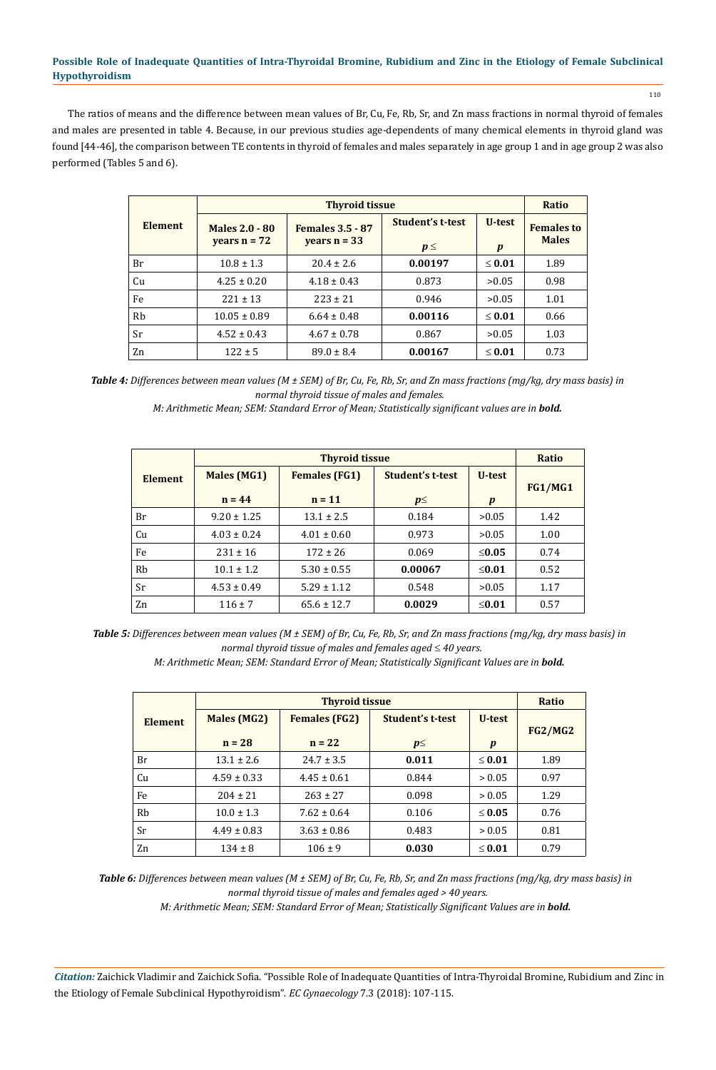The ratios of means and the difference between mean values of Br, Cu, Fe, Rb, Sr, and Zn mass fractions in normal thyroid of females and males are presented in table 4. Because, in our previous studies age-dependents of many chemical elements in thyroid gland was found [44-46], the comparison between TE contents in thyroid of females and males separately in age group 1 and in age group 2 was also performed (Tables 5 and 6).

| Element | Thyroid tissue | | | | Ratio |
|---|---|---|---|---|---|
| | Males 2.0 - 80 years n = 72 | Females 3.5 - 87 years n = 33 | Student's t-test $p \leq$ | U-test $p$ | Females to Males |
| Br | 10.8 ± 1.3 | 20.4 ± 2.6 | **0.00197** | ≤ **0.01** | 1.89 |
| Cu | 4.25 ± 0.20 | 4.18 ± 0.43 | 0.873 | >0.05 | 0.98 |
| Fe | 221 ± 13 | 223 ± 21 | 0.946 | >0.05 | 1.01 |
| Rb | 10.05 ± 0.89 | 6.64 ± 0.48 | **0.00116** | ≤ **0.01** | 0.66 |
| Sr | 4.52 ± 0.43 | 4.67 ± 0.78 | 0.867 | >0.05 | 1.03 |
| Zn | 122 ± 5 | 89.0 ± 8.4 | **0.00167** | ≤ **0.01** | 0.73 |

***Table 4:*** *Differences between mean values (M ± SEM) of Br, Cu, Fe, Rb, Sr, and Zn mass fractions (mg/kg, dry mass basis) in normal thyroid tissue of males and females.*
*M: Arithmetic Mean; SEM: Standard Error of Mean; Statistically significant values are in **bold.***

| Element | Thyroid tissue | | | | Ratio |
|---|---|---|---|---|---|
| | Males (MG1) n = 44 | Females (FG1) n = 11 | Student's t-test $p \leq$ | U-test $p$ | FG1/MG1 |
| Br | 9.20 ± 1.25 | 13.1 ± 2.5 | 0.184 | >0.05 | 1.42 |
| Cu | 4.03 ± 0.24 | 4.01 ± 0.60 | 0.973 | >0.05 | 1.00 |
| Fe | 231 ± 16 | 172 ± 26 | 0.069 | ≤**0.05** | 0.74 |
| Rb | 10.1 ± 1.2 | 5.30 ± 0.55 | **0.00067** | ≤**0.01** | 0.52 |
| Sr | 4.53 ± 0.49 | 5.29 ± 1.12 | 0.548 | >0.05 | 1.17 |
| Zn | 116 ± 7 | 65.6 ± 12.7 | **0.0029** | ≤**0.01** | 0.57 |

***Table 5:*** *Differences between mean values (M ± SEM) of Br, Cu, Fe, Rb, Sr, and Zn mass fractions (mg/kg, dry mass basis) in normal thyroid tissue of males and females aged ≤ 40 years.*
*M: Arithmetic Mean; SEM: Standard Error of Mean; Statistically Significant Values are in **bold.***

| Element | Thyroid tissue | | | | Ratio |
|---|---|---|---|---|---|
| | Males (MG2) n = 28 | Females (FG2) n = 22 | Student's t-test $p \leq$ | U-test $p$ | FG2/MG2 |
| Br | 13.1 ± 2.6 | 24.7 ± 3.5 | **0.011** | ≤ **0.01** | 1.89 |
| Cu | 4.59 ± 0.33 | 4.45 ± 0.61 | 0.844 | > 0.05 | 0.97 |
| Fe | 204 ± 21 | 263 ± 27 | 0.098 | > 0.05 | 1.29 |
| Rb | 10.0 ± 1.3 | 7.62 ± 0.64 | 0.106 | ≤ **0.05** | 0.76 |
| Sr | 4.49 ± 0.83 | 3.63 ± 0.86 | 0.483 | > 0.05 | 0.81 |
| Zn | 134 ± 8 | 106 ± 9 | **0.030** | ≤ **0.01** | 0.79 |

***Table 6:*** *Differences between mean values (M ± SEM) of Br, Cu, Fe, Rb, Sr, and Zn mass fractions (mg/kg, dry mass basis) in normal thyroid tissue of males and females aged > 40 years.*
*M: Arithmetic Mean; SEM: Standard Error of Mean; Statistically Significant Values are in **bold.***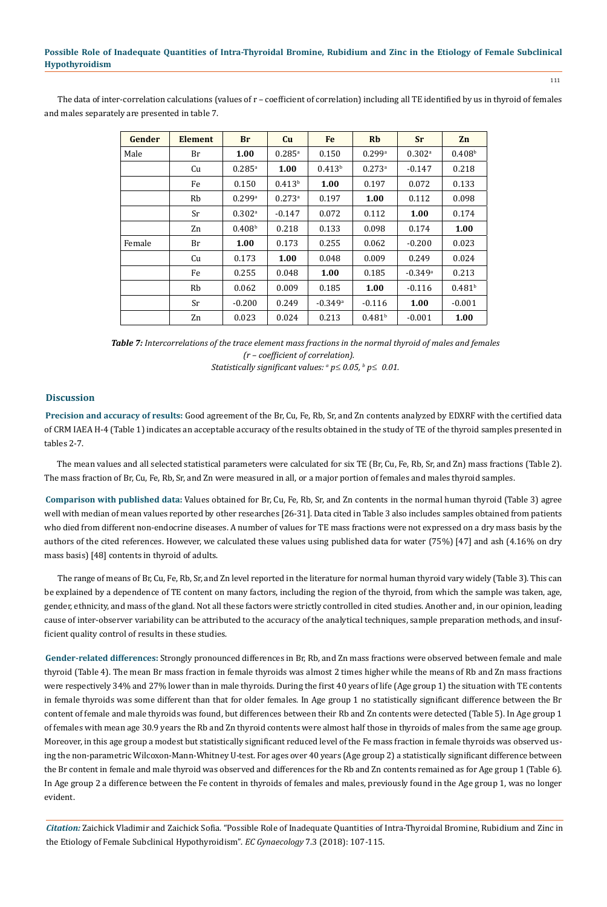The data of inter-correlation calculations (values of r – coefficient of correlation) including all TE identified by us in thyroid of females and males separately are presented in table 7.

| Gender | Element | Br | Cu | Fe | Rb | Sr | Zn |
|---|---|---|---|---|---|---|---|
| Male | Br | **1.00** | 0.285[a] | 0.150 | 0.299[a] | 0.302[a] | 0.408[b] |
| | Cu | 0.285[a] | **1.00** | 0.413[b] | 0.273[a] | -0.147 | 0.218 |
| | Fe | 0.150 | 0.413[b] | **1.00** | 0.197 | 0.072 | 0.133 |
| | Rb | 0.299[a] | 0.273[a] | 0.197 | **1.00** | 0.112 | 0.098 |
| | Sr | 0.302[a] | -0.147 | 0.072 | 0.112 | **1.00** | 0.174 |
| | Zn | 0.408[b] | 0.218 | 0.133 | 0.098 | 0.174 | **1.00** |
| Female | Br | **1.00** | 0.173 | 0.255 | 0.062 | -0.200 | 0.023 |
| | Cu | 0.173 | **1.00** | 0.048 | 0.009 | 0.249 | 0.024 |
| | Fe | 0.255 | 0.048 | **1.00** | 0.185 | -0.349[a] | 0.213 |
| | Rb | 0.062 | 0.009 | 0.185 | **1.00** | -0.116 | 0.481[b] |
| | Sr | -0.200 | 0.249 | -0.349[a] | -0.116 | **1.00** | -0.001 |
| | Zn | 0.023 | 0.024 | 0.213 | 0.481[b] | -0.001 | **1.00** |

***Table 7:*** *Intercorrelations of the trace element mass fractions in the normal thyroid of males and females (r – coefficient of correlation). Statistically significant values: [a] $p \leq 0.05$, [b] $p \leq 0.01$.*

## Discussion

**Precision and accuracy of results:** Good agreement of the Br, Cu, Fe, Rb, Sr, and Zn contents analyzed by EDXRF with the certified data of CRM IAEA H-4 (Table 1) indicates an acceptable accuracy of the results obtained in the study of TE of the thyroid samples presented in tables 2-7.

The mean values and all selected statistical parameters were calculated for six TE (Br, Cu, Fe, Rb, Sr, and Zn) mass fractions (Table 2). The mass fraction of Br, Cu, Fe, Rb, Sr, and Zn were measured in all, or a major portion of females and males thyroid samples.

**Comparison with published data:** Values obtained for Br, Cu, Fe, Rb, Sr, and Zn contents in the normal human thyroid (Table 3) agree well with median of mean values reported by other researches [26-31]. Data cited in Table 3 also includes samples obtained from patients who died from different non-endocrine diseases. A number of values for TE mass fractions were not expressed on a dry mass basis by the authors of the cited references. However, we calculated these values using published data for water (75%) [47] and ash (4.16% on dry mass basis) [48] contents in thyroid of adults.

The range of means of Br, Cu, Fe, Rb, Sr, and Zn level reported in the literature for normal human thyroid vary widely (Table 3). This can be explained by a dependence of TE content on many factors, including the region of the thyroid, from which the sample was taken, age, gender, ethnicity, and mass of the gland. Not all these factors were strictly controlled in cited studies. Another and, in our opinion, leading cause of inter-observer variability can be attributed to the accuracy of the analytical techniques, sample preparation methods, and insufficient quality control of results in these studies.

**Gender-related differences:** Strongly pronounced differences in Br, Rb, and Zn mass fractions were observed between female and male thyroid (Table 4). The mean Br mass fraction in female thyroids was almost 2 times higher while the means of Rb and Zn mass fractions were respectively 34% and 27% lower than in male thyroids. During the first 40 years of life (Age group 1) the situation with TE contents in female thyroids was some different than that for older females. In Age group 1 no statistically significant difference between the Br content of female and male thyroids was found, but differences between their Rb and Zn contents were detected (Table 5). In Age group 1 of females with mean age 30.9 years the Rb and Zn thyroid contents were almost half those in thyroids of males from the same age group. Moreover, in this age group a modest but statistically significant reduced level of the Fe mass fraction in female thyroids was observed using the non-parametric Wilcoxon-Mann-Whitney U-test. For ages over 40 years (Age group 2) a statistically significant difference between the Br content in female and male thyroid was observed and differences for the Rb and Zn contents remained as for Age group 1 (Table 6). In Age group 2 a difference between the Fe content in thyroids of females and males, previously found in the Age group 1, was no longer evident.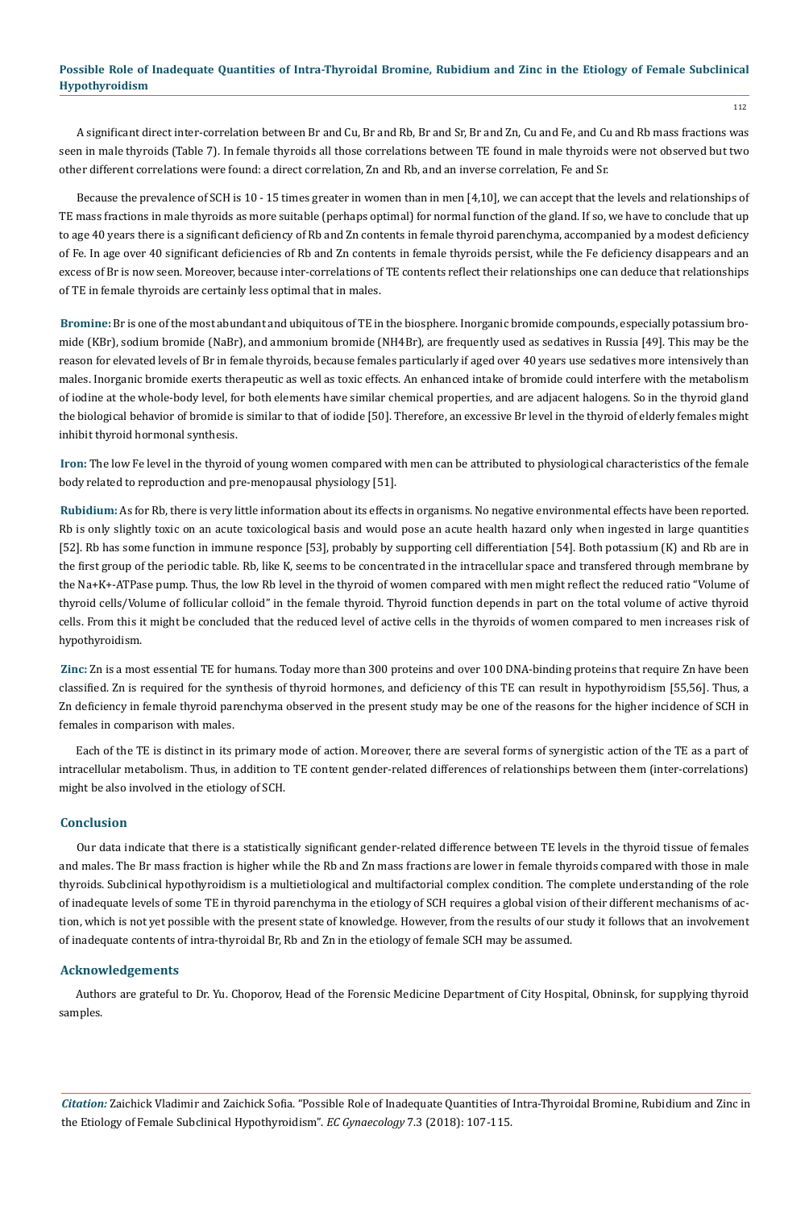A significant direct inter-correlation between Br and Cu, Br and Rb, Br and Sr, Br and Zn, Cu and Fe, and Cu and Rb mass fractions was seen in male thyroids (Table 7). In female thyroids all those correlations between TE found in male thyroids were not observed but two other different correlations were found: a direct correlation, Zn and Rb, and an inverse correlation, Fe and Sr.

Because the prevalence of SCH is 10 - 15 times greater in women than in men [4,10], we can accept that the levels and relationships of TE mass fractions in male thyroids as more suitable (perhaps optimal) for normal function of the gland. If so, we have to conclude that up to age 40 years there is a significant deficiency of Rb and Zn contents in female thyroid parenchyma, accompanied by a modest deficiency of Fe. In age over 40 significant deficiencies of Rb and Zn contents in female thyroids persist, while the Fe deficiency disappears and an excess of Br is now seen. Moreover, because inter-correlations of TE contents reflect their relationships one can deduce that relationships of TE in female thyroids are certainly less optimal that in males.

**Bromine:** Br is one of the most abundant and ubiquitous of TE in the biosphere. Inorganic bromide compounds, especially potassium bromide (KBr), sodium bromide (NaBr), and ammonium bromide ($NH_4Br$), are frequently used as sedatives in Russia [49]. This may be the reason for elevated levels of Br in female thyroids, because females particularly if aged over 40 years use sedatives more intensively than males. Inorganic bromide exerts therapeutic as well as toxic effects. An enhanced intake of bromide could interfere with the metabolism of iodine at the whole-body level, for both elements have similar chemical properties, and are adjacent halogens. So in the thyroid gland the biological behavior of bromide is similar to that of iodide [50]. Therefore, an excessive Br level in the thyroid of elderly females might inhibit thyroid hormonal synthesis.

**Iron:** The low Fe level in the thyroid of young women compared with men can be attributed to physiological characteristics of the female body related to reproduction and pre-menopausal physiology [51].

**Rubidium:** As for Rb, there is very little information about its effects in organisms. No negative environmental effects have been reported. Rb is only slightly toxic on an acute toxicological basis and would pose an acute health hazard only when ingested in large quantities [52]. Rb has some function in immune responce [53], probably by supporting cell differentiation [54]. Both potassium (K) and Rb are in the first group of the periodic table. Rb, like K, seems to be concentrated in the intracellular space and transfered through membrane by the $Na^+K^+$-ATPase pump. Thus, the low Rb level in the thyroid of women compared with men might reflect the reduced ratio "Volume of thyroid cells/Volume of follicular colloid" in the female thyroid. Thyroid function depends in part on the total volume of active thyroid cells. From this it might be concluded that the reduced level of active cells in the thyroids of women compared to men increases risk of hypothyroidism.

**Zinc:** Zn is a most essential TE for humans. Today more than 300 proteins and over 100 DNA-binding proteins that require Zn have been classified. Zn is required for the synthesis of thyroid hormones, and deficiency of this TE can result in hypothyroidism [55,56]. Thus, a Zn deficiency in female thyroid parenchyma observed in the present study may be one of the reasons for the higher incidence of SCH in females in comparison with males.

Each of the TE is distinct in its primary mode of action. Moreover, there are several forms of synergistic action of the TE as a part of intracellular metabolism. Thus, in addition to TE content gender-related differences of relationships between them (inter-correlations) might be also involved in the etiology of SCH.

## Conclusion

Our data indicate that there is a statistically significant gender-related difference between TE levels in the thyroid tissue of females and males. The Br mass fraction is higher while the Rb and Zn mass fractions are lower in female thyroids compared with those in male thyroids. Subclinical hypothyroidism is a multietiological and multifactorial complex condition. The complete understanding of the role of inadequate levels of some TE in thyroid parenchyma in the etiology of SCH requires a global vision of their different mechanisms of action, which is not yet possible with the present state of knowledge. However, from the results of our study it follows that an involvement of inadequate contents of intra-thyroidal Br, Rb and Zn in the etiology of female SCH may be assumed.

## Acknowledgements

Authors are grateful to Dr. Yu. Choporov, Head of the Forensic Medicine Department of City Hospital, Obninsk, for supplying thyroid samples.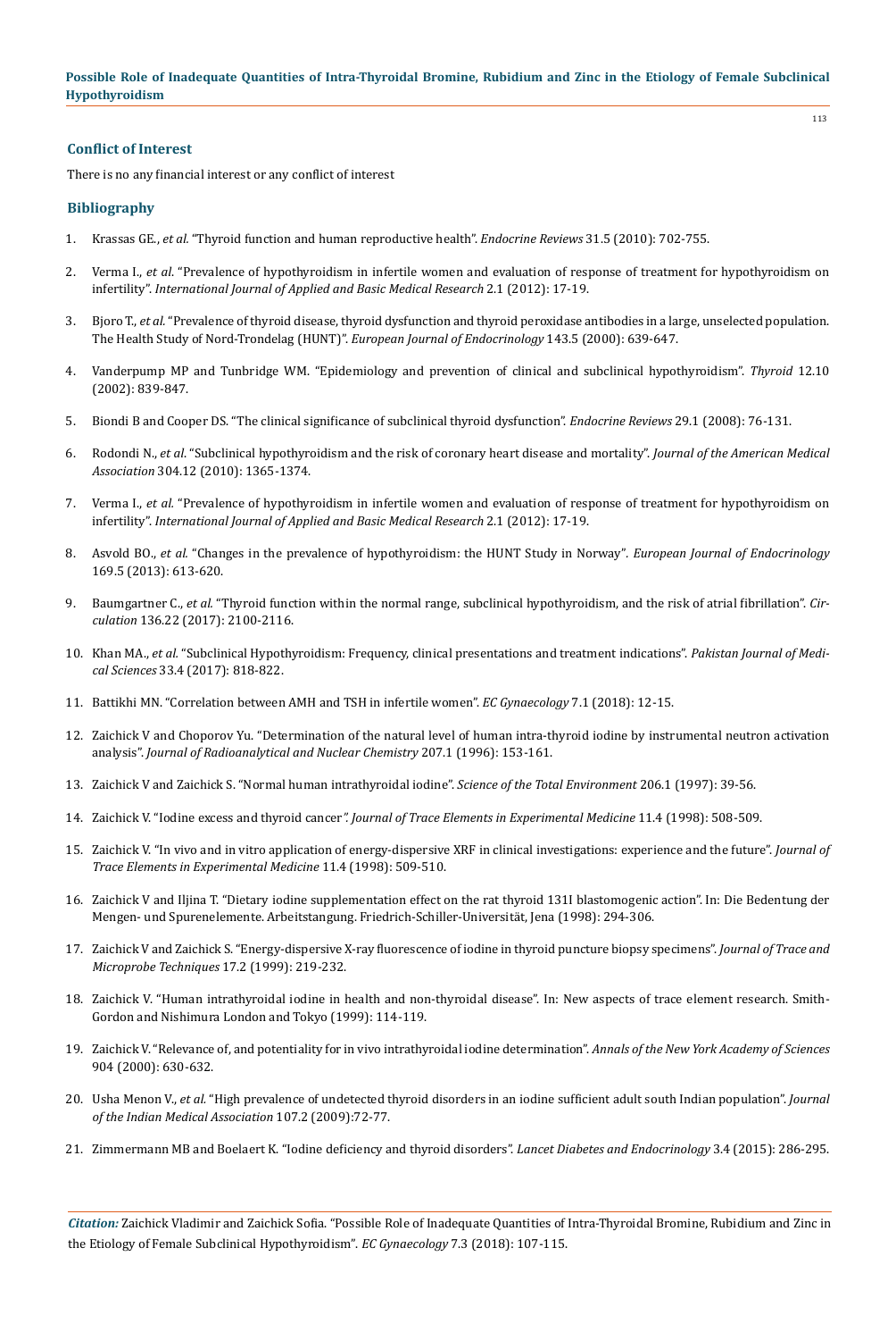## Conflict of Interest

There is no any financial interest or any conflict of interest

## Bibliography

1. Krassas GE., *et al.* "Thyroid function and human reproductive health". *Endocrine Reviews* 31.5 (2010): 702-755.
2. Verma I., *et al.* "Prevalence of hypothyroidism in infertile women and evaluation of response of treatment for hypothyroidism on infertility". *International Journal of Applied and Basic Medical Research* 2.1 (2012): 17-19.
3. Bjoro T., *et al.* "Prevalence of thyroid disease, thyroid dysfunction and thyroid peroxidase antibodies in a large, unselected population. The Health Study of Nord-Trondelag (HUNT)". *European Journal of Endocrinology* 143.5 (2000): 639-647.
4. Vanderpump MP and Tunbridge WM. "Epidemiology and prevention of clinical and subclinical hypothyroidism". *Thyroid* 12.10 (2002): 839-847.
5. Biondi B and Cooper DS. "The clinical significance of subclinical thyroid dysfunction". *Endocrine Reviews* 29.1 (2008): 76-131.
6. Rodondi N., *et al.* "Subclinical hypothyroidism and the risk of coronary heart disease and mortality". *Journal of the American Medical Association* 304.12 (2010): 1365-1374.
7. Verma I., *et al.* "Prevalence of hypothyroidism in infertile women and evaluation of response of treatment for hypothyroidism on infertility". *International Journal of Applied and Basic Medical Research* 2.1 (2012): 17-19.
8. Asvold BO., *et al.* "Changes in the prevalence of hypothyroidism: the HUNT Study in Norway". *European Journal of Endocrinology* 169.5 (2013): 613-620.
9. Baumgartner C., *et al.* "Thyroid function within the normal range, subclinical hypothyroidism, and the risk of atrial fibrillation". *Circulation* 136.22 (2017): 2100-2116.
10. Khan MA., *et al.* "Subclinical Hypothyroidism: Frequency, clinical presentations and treatment indications". *Pakistan Journal of Medical Sciences* 33.4 (2017): 818-822.
11. Battikhi MN. "Correlation between AMH and TSH in infertile women". *EC Gynaecology* 7.1 (2018): 12-15.
12. Zaichick V and Choporov Yu. "Determination of the natural level of human intra-thyroid iodine by instrumental neutron activation analysis". *Journal of Radioanalytical and Nuclear Chemistry* 207.1 (1996): 153-161.
13. Zaichick V and Zaichick S. "Normal human intrathyroidal iodine". *Science of the Total Environment* 206.1 (1997): 39-56.
14. Zaichick V. "Iodine excess and thyroid cancer". *Journal of Trace Elements in Experimental Medicine* 11.4 (1998): 508-509.
15. Zaichick V. "In vivo and in vitro application of energy-dispersive XRF in clinical investigations: experience and the future". *Journal of Trace Elements in Experimental Medicine* 11.4 (1998): 509-510.
16. Zaichick V and Iljina T. "Dietary iodine supplementation effect on the rat thyroid 131I blastomogenic action". In: Die Bedentung der Mengen- und Spurenelemente. Arbeitstangung. Friedrich-Schiller-Universität, Jena (1998): 294-306.
17. Zaichick V and Zaichick S. "Energy-dispersive X-ray fluorescence of iodine in thyroid puncture biopsy specimens". *Journal of Trace and Microprobe Techniques* 17.2 (1999): 219-232.
18. Zaichick V. "Human intrathyroidal iodine in health and non-thyroidal disease". In: New aspects of trace element research. Smith-Gordon and Nishimura London and Tokyo (1999): 114-119.
19. Zaichick V. "Relevance of, and potentiality for in vivo intrathyroidal iodine determination". *Annals of the New York Academy of Sciences* 904 (2000): 630-632.
20. Usha Menon V., *et al.* "High prevalence of undetected thyroid disorders in an iodine sufficient adult south Indian population". *Journal of the Indian Medical Association* 107.2 (2009):72-77.
21. Zimmermann MB and Boelaert K. "Iodine deficiency and thyroid disorders". *Lancet Diabetes and Endocrinology* 3.4 (2015): 286-295.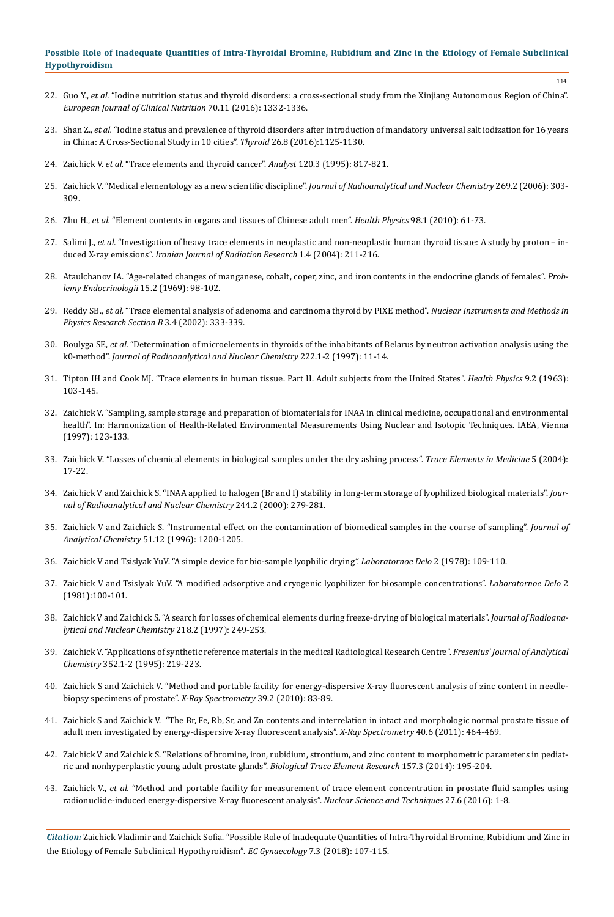22. Guo Y., *et al.* "Iodine nutrition status and thyroid disorders: a cross-sectional study from the Xinjiang Autonomous Region of China". *European Journal of Clinical Nutrition* 70.11 (2016): 1332-1336.

23. Shan Z., *et al.* "Iodine status and prevalence of thyroid disorders after introduction of mandatory universal salt iodization for 16 years in China: A Cross-Sectional Study in 10 cities". *Thyroid* 26.8 (2016):1125-1130.

24. Zaichick V. *et al.* "Trace elements and thyroid cancer". *Analyst* 120.3 (1995): 817-821.

25. Zaichick V. "Medical elementology as a new scientific discipline". *Journal of Radioanalytical and Nuclear Chemistry* 269.2 (2006): 303-309.

26. Zhu H., *et al.* "Element contents in organs and tissues of Chinese adult men". *Health Physics* 98.1 (2010): 61-73.

27. Salimi J., *et al.* "Investigation of heavy trace elements in neoplastic and non-neoplastic human thyroid tissue: A study by proton – induced X-ray emissions". *Iranian Journal of Radiation Research* 1.4 (2004): 211-216.

28. Ataulchanov IA. "Age-related changes of manganese, cobalt, coper, zinc, and iron contents in the endocrine glands of females". *Problemy Endocrinologii* 15.2 (1969): 98-102.

29. Reddy SB., *et al.* "Trace elemental analysis of adenoma and carcinoma thyroid by PIXE method". *Nuclear Instruments and Methods in Physics Research Section B* 3.4 (2002): 333-339.

30. Boulyga SF., *et al.* "Determination of microelements in thyroids of the inhabitants of Belarus by neutron activation analysis using the k0-method". *Journal of Radioanalytical and Nuclear Chemistry* 222.1-2 (1997): 11-14.

31. Tipton IH and Cook MJ. "Trace elements in human tissue. Part II. Adult subjects from the United States". *Health Physics* 9.2 (1963): 103-145.

32. Zaichick V. "Sampling, sample storage and preparation of biomaterials for INAA in clinical medicine, occupational and environmental health". In: Harmonization of Health-Related Environmental Measurements Using Nuclear and Isotopic Techniques. IAEA, Vienna (1997): 123-133.

33. Zaichick V. "Losses of chemical elements in biological samples under the dry ashing process". *Trace Elements in Medicine* 5 (2004): 17-22.

34. Zaichick V and Zaichick S. "INAA applied to halogen (Br and I) stability in long-term storage of lyophilized biological materials". *Journal of Radioanalytical and Nuclear Chemistry* 244.2 (2000): 279-281.

35. Zaichick V and Zaichick S. "Instrumental effect on the contamination of biomedical samples in the course of sampling". *Journal of Analytical Chemistry* 51.12 (1996): 1200-1205.

36. Zaichick V and Tsislyak YuV. "A simple device for bio-sample lyophilic drying". *Laboratornoe Delo* 2 (1978): 109-110.

37. Zaichick V and Tsislyak YuV. "A modified adsorptive and cryogenic lyophilizer for biosample concentrations". *Laboratornoe Delo* 2 (1981):100-101.

38. Zaichick V and Zaichick S. "A search for losses of chemical elements during freeze-drying of biological materials". *Journal of Radioanalytical and Nuclear Chemistry* 218.2 (1997): 249-253.

39. Zaichick V. "Applications of synthetic reference materials in the medical Radiological Research Centre". *Fresenius' Journal of Analytical Chemistry* 352.1-2 (1995): 219-223.

40. Zaichick S and Zaichick V. "Method and portable facility for energy-dispersive X-ray fluorescent analysis of zinc content in needle-biopsy specimens of prostate". *X-Ray Spectrometry* 39.2 (2010): 83-89.

41. Zaichick S and Zaichick V. "The Br, Fe, Rb, Sr, and Zn contents and interrelation in intact and morphologic normal prostate tissue of adult men investigated by energy-dispersive X-ray fluorescent analysis". *X-Ray Spectrometry* 40.6 (2011): 464-469.

42. Zaichick V and Zaichick S. "Relations of bromine, iron, rubidium, strontium, and zinc content to morphometric parameters in pediatric and nonhyperplastic young adult prostate glands". *Biological Trace Element Research* 157.3 (2014): 195-204.

43. Zaichick V., *et al.* "Method and portable facility for measurement of trace element concentration in prostate fluid samples using radionuclide-induced energy-dispersive X-ray fluorescent analysis". *Nuclear Science and Techniques* 27.6 (2016): 1-8.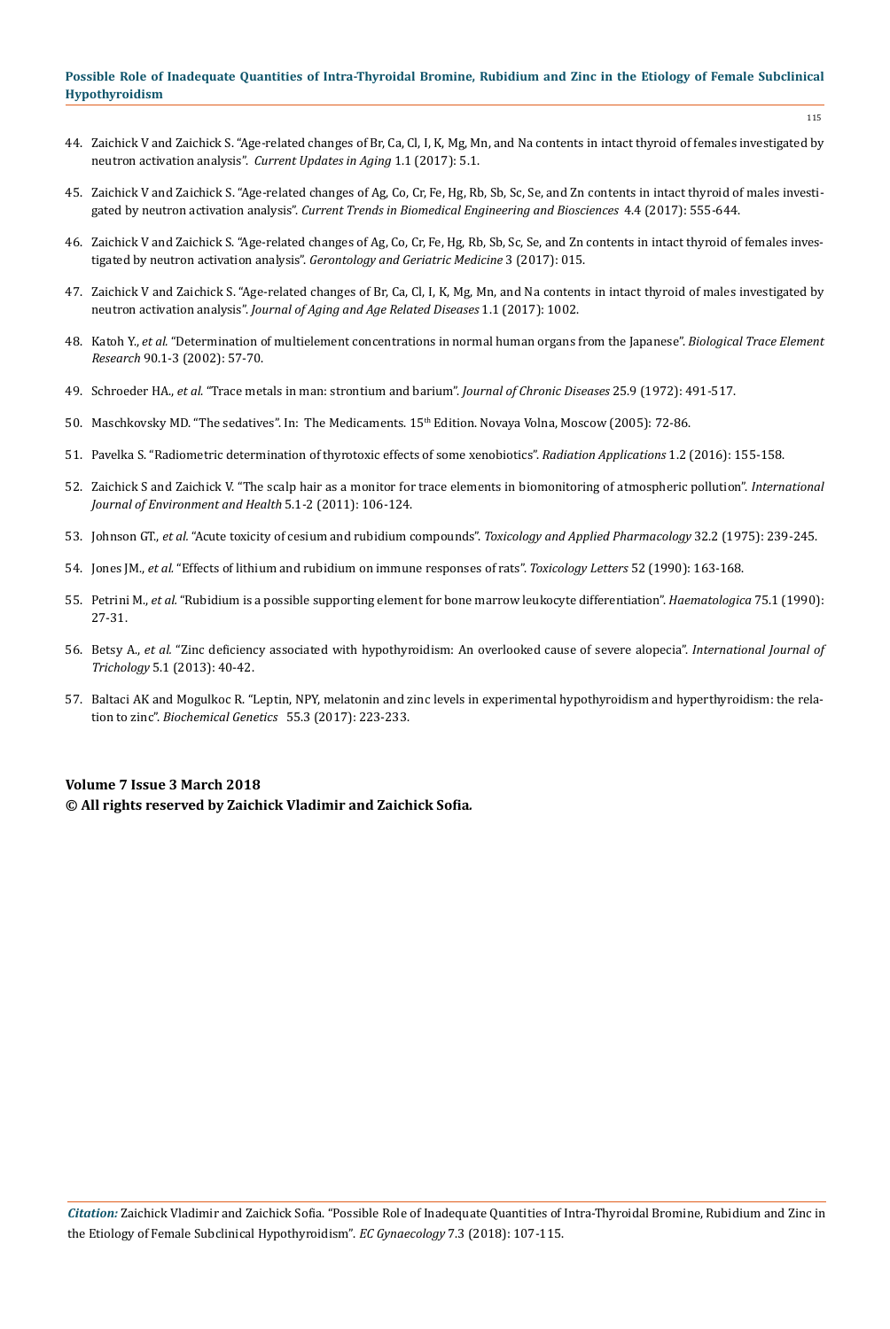44. Zaichick V and Zaichick S. "Age-related changes of Br, Ca, Cl, I, K, Mg, Mn, and Na contents in intact thyroid of females investigated by neutron activation analysis". *Current Updates in Aging* 1.1 (2017): 5.1.

45. Zaichick V and Zaichick S. "Age-related changes of Ag, Co, Cr, Fe, Hg, Rb, Sb, Sc, Se, and Zn contents in intact thyroid of males investigated by neutron activation analysis". *Current Trends in Biomedical Engineering and Biosciences* 4.4 (2017): 555-644.

46. Zaichick V and Zaichick S. "Age-related changes of Ag, Co, Cr, Fe, Hg, Rb, Sb, Sc, Se, and Zn contents in intact thyroid of females investigated by neutron activation analysis". *Gerontology and Geriatric Medicine* 3 (2017): 015.

47. Zaichick V and Zaichick S. "Age-related changes of Br, Ca, Cl, I, K, Mg, Mn, and Na contents in intact thyroid of males investigated by neutron activation analysis". *Journal of Aging and Age Related Diseases* 1.1 (2017): 1002.

48. Katoh Y., *et al.* "Determination of multielement concentrations in normal human organs from the Japanese". *Biological Trace Element Research* 90.1-3 (2002): 57-70.

49. Schroeder HA., *et al.* "Trace metals in man: strontium and barium". *Journal of Chronic Diseases* 25.9 (1972): 491-517.

50. Maschkovsky MD. "The sedatives". In: The Medicaments. 15th Edition. Novaya Volna, Moscow (2005): 72-86.

51. Pavelka S. "Radiometric determination of thyrotoxic effects of some xenobiotics". *Radiation Applications* 1.2 (2016): 155-158.

52. Zaichick S and Zaichick V. "The scalp hair as a monitor for trace elements in biomonitoring of atmospheric pollution". *International Journal of Environment and Health* 5.1-2 (2011): 106-124.

53. Johnson GT., *et al.* "Acute toxicity of cesium and rubidium compounds". *Toxicology and Applied Pharmacology* 32.2 (1975): 239-245.

54. Jones JM., *et al.* "Effects of lithium and rubidium on immune responses of rats". *Toxicology Letters* 52 (1990): 163-168.

55. Petrini M., *et al.* "Rubidium is a possible supporting element for bone marrow leukocyte differentiation". *Haematologica* 75.1 (1990): 27-31.

56. Betsy A., *et al.* "Zinc deficiency associated with hypothyroidism: An overlooked cause of severe alopecia". *International Journal of Trichology* 5.1 (2013): 40-42.

57. Baltaci AK and Mogulkoc R. "Leptin, NPY, melatonin and zinc levels in experimental hypothyroidism and hyperthyroidism: the relation to zinc". *Biochemical Genetics* 55.3 (2017): 223-233.

**Volume 7 Issue 3 March 2018**
**© All rights reserved by Zaichick Vladimir and Zaichick Sofia.**